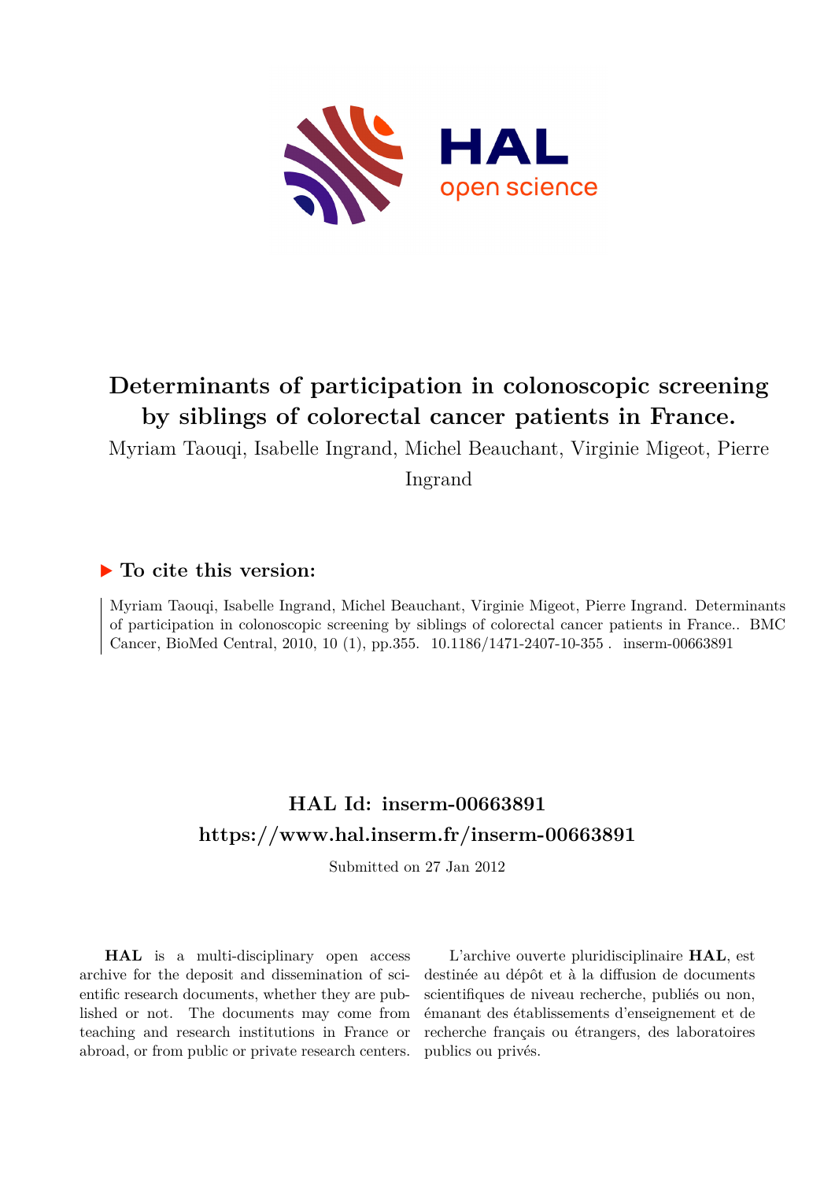# Determinants of participation in colonoscopic screening by siblings of colorectal cancer patients in France.

Myriam Taouqi, Isabelle Ingrand, Michel Beauchant, Virginie Migeot, Pierre Ingrand

## ▶ To cite this version:

Myriam Taouqi, Isabelle Ingrand, Michel Beauchant, Virginie Migeot, Pierre Ingrand. Determinants of participation in colonoscopic screening by siblings of colorectal cancer patients in France.. BMC Cancer, BioMed Central, 2010, 10 (1), pp.355. 10.1186/1471-2407-10-355 . inserm-00663891

## HAL Id: inserm-00663891
## https://www.hal.inserm.fr/inserm-00663891

Submitted on 27 Jan 2012

**HAL** is a multi-disciplinary open access archive for the deposit and dissemination of scientific research documents, whether they are published or not. The documents may come from teaching and research institutions in France or abroad, or from public or private research centers.

L'archive ouverte pluridisciplinaire **HAL**, est destinée au dépôt et à la diffusion de documents scientifiques de niveau recherche, publiés ou non, émanant des établissements d'enseignement et de recherche français ou étrangers, des laboratoires publics ou privés.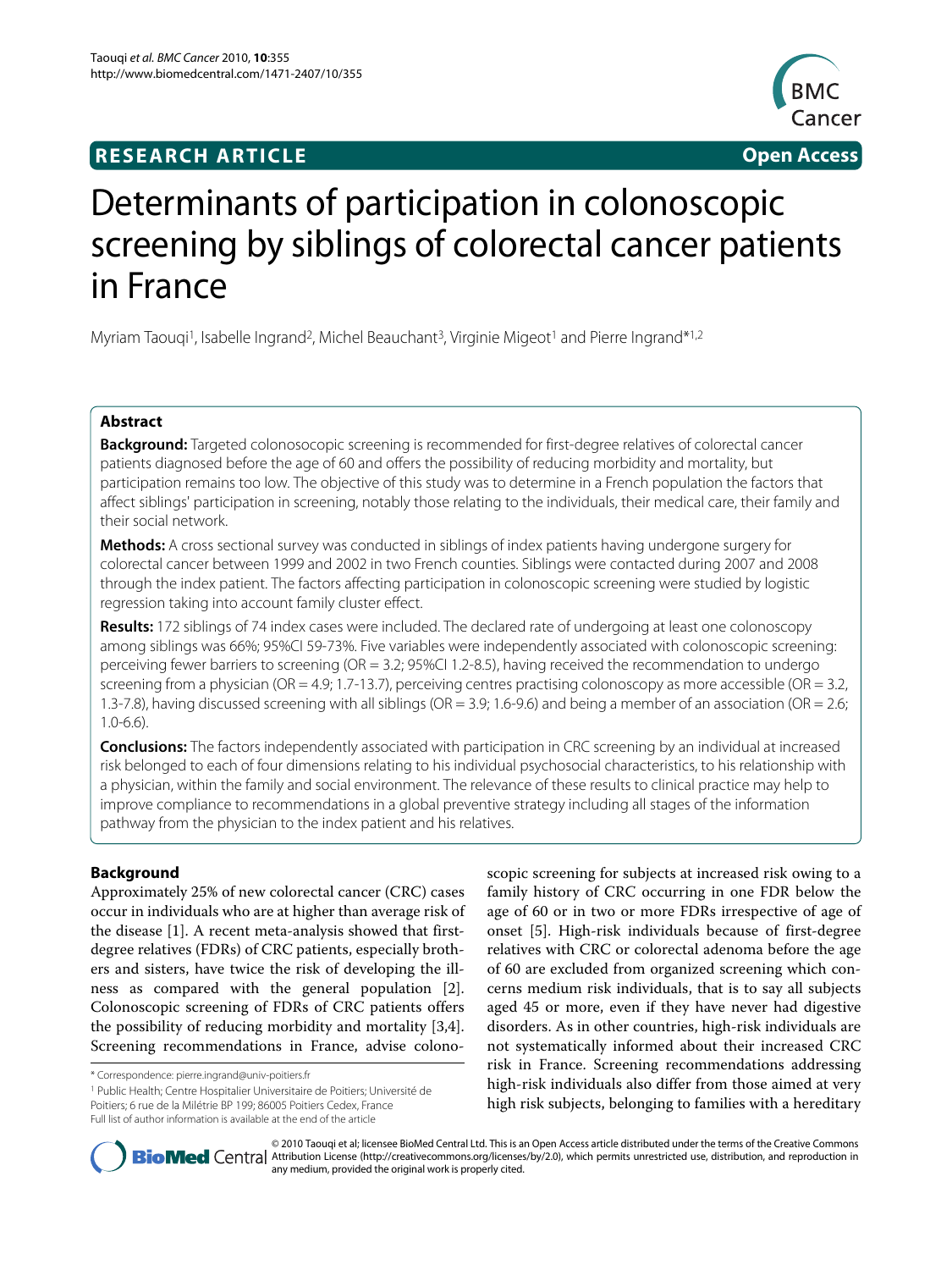# Determinants of participation in colonoscopic screening by siblings of colorectal cancer patients in France

Myriam Taouqi[1], Isabelle Ingrand[2], Michel Beauchant[3], Virginie Migeot[1] and Pierre Ingrand*[1,2]

## Abstract

**Background:** Targeted colonosocopic screening is recommended for first-degree relatives of colorectal cancer patients diagnosed before the age of 60 and offers the possibility of reducing morbidity and mortality, but participation remains too low. The objective of this study was to determine in a French population the factors that affect siblings' participation in screening, notably those relating to the individuals, their medical care, their family and their social network.

**Methods:** A cross sectional survey was conducted in siblings of index patients having undergone surgery for colorectal cancer between 1999 and 2002 in two French counties. Siblings were contacted during 2007 and 2008 through the index patient. The factors affecting participation in colonoscopic screening were studied by logistic regression taking into account family cluster effect.

**Results:** 172 siblings of 74 index cases were included. The declared rate of undergoing at least one colonoscopy among siblings was 66%; 95%CI 59-73%. Five variables were independently associated with colonoscopic screening: perceiving fewer barriers to screening (OR = 3.2; 95%CI 1.2-8.5), having received the recommendation to undergo screening from a physician (OR = 4.9; 1.7-13.7), perceiving centres practising colonoscopy as more accessible (OR = 3.2, 1.3-7.8), having discussed screening with all siblings (OR = 3.9; 1.6-9.6) and being a member of an association (OR = 2.6; 1.0-6.6).

**Conclusions:** The factors independently associated with participation in CRC screening by an individual at increased risk belonged to each of four dimensions relating to his individual psychosocial characteristics, to his relationship with a physician, within the family and social environment. The relevance of these results to clinical practice may help to improve compliance to recommendations in a global preventive strategy including all stages of the information pathway from the physician to the index patient and his relatives.

## Background

Approximately 25% of new colorectal cancer (CRC) cases occur in individuals who are at higher than average risk of the disease [1]. A recent meta-analysis showed that first-degree relatives (FDRs) of CRC patients, especially brothers and sisters, have twice the risk of developing the illness as compared with the general population [2]. Colonoscopic screening of FDRs of CRC patients offers the possibility of reducing morbidity and mortality [3,4]. Screening recommendations in France, advise colonoscopic screening for subjects at increased risk owing to a family history of CRC occurring in one FDR below the age of 60 or in two or more FDRs irrespective of age of onset [5]. High-risk individuals because of first-degree relatives with CRC or colorectal adenoma before the age of 60 are excluded from organized screening which concerns medium risk individuals, that is to say all subjects aged 45 or more, even if they have never had digestive disorders. As in other countries, high-risk individuals are not systematically informed about their increased CRC risk in France. Screening recommendations addressing high-risk individuals also differ from those aimed at very high risk subjects, belonging to families with a hereditary

\* Correspondence: pierre.ingrand@univ-poitiers.fr

[1] Public Health; Centre Hospitalier Universitaire de Poitiers; Université de Poitiers; 6 rue de la Milétrie BP 199; 86005 Poitiers Cedex, France

Full list of author information is available at the end of the article

© 2010 Taouqi et al; licensee BioMed Central Ltd. This is an Open Access article distributed under the terms of the Creative Commons Attribution License (http://creativecommons.org/licenses/by/2.0), which permits unrestricted use, distribution, and reproduction in any medium, provided the original work is properly cited.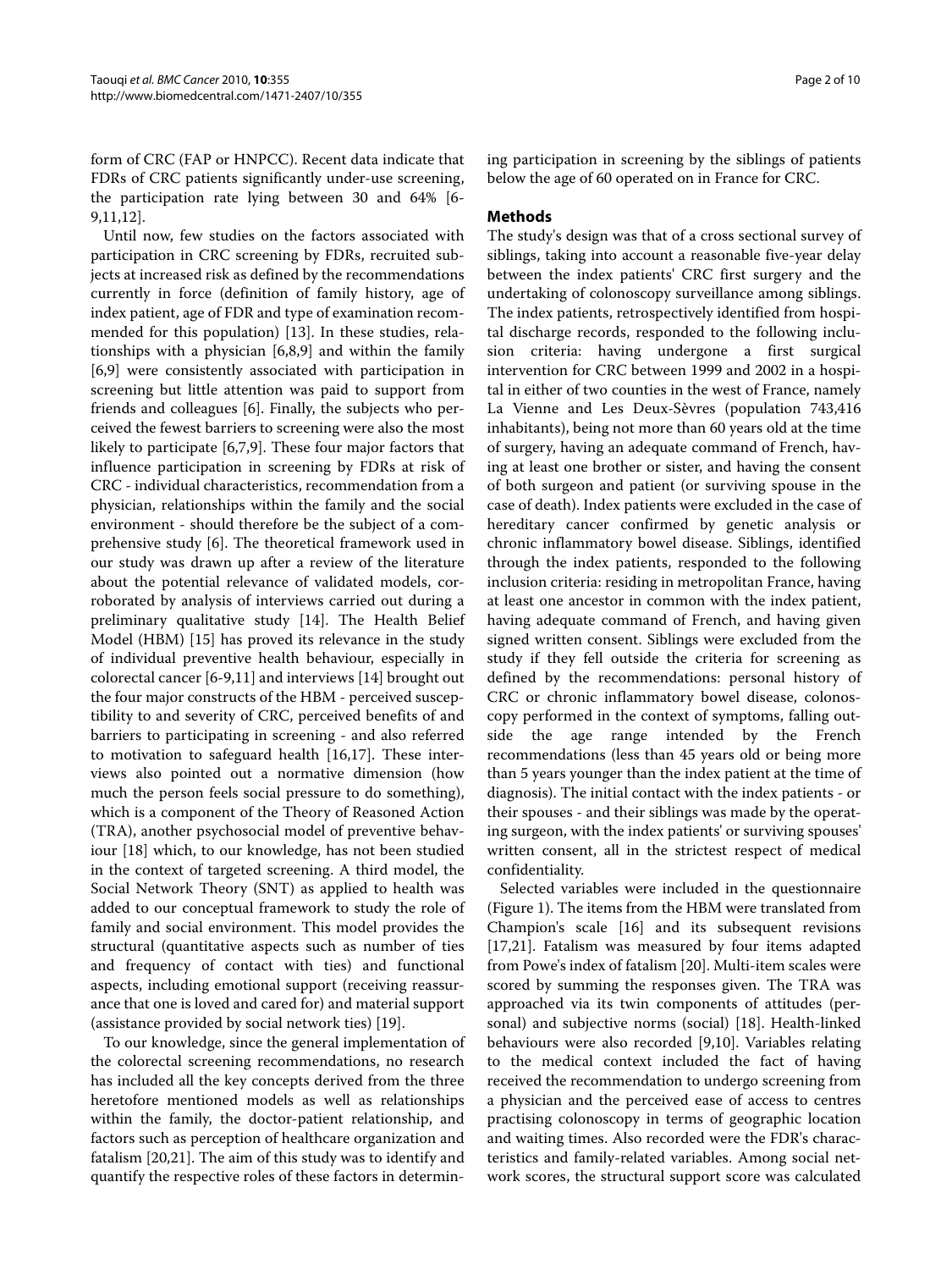form of CRC (FAP or HNPCC). Recent data indicate that FDRs of CRC patients significantly under-use screening, the participation rate lying between 30 and 64% [6-9,11,12].

Until now, few studies on the factors associated with participation in CRC screening by FDRs, recruited subjects at increased risk as defined by the recommendations currently in force (definition of family history, age of index patient, age of FDR and type of examination recommended for this population) [13]. In these studies, relationships with a physician [6,8,9] and within the family [6,9] were consistently associated with participation in screening but little attention was paid to support from friends and colleagues [6]. Finally, the subjects who perceived the fewest barriers to screening were also the most likely to participate [6,7,9]. These four major factors that influence participation in screening by FDRs at risk of CRC - individual characteristics, recommendation from a physician, relationships within the family and the social environment - should therefore be the subject of a comprehensive study [6]. The theoretical framework used in our study was drawn up after a review of the literature about the potential relevance of validated models, corroborated by analysis of interviews carried out during a preliminary qualitative study [14]. The Health Belief Model (HBM) [15] has proved its relevance in the study of individual preventive health behaviour, especially in colorectal cancer [6-9,11] and interviews [14] brought out the four major constructs of the HBM - perceived susceptibility to and severity of CRC, perceived benefits of and barriers to participating in screening - and also referred to motivation to safeguard health [16,17]. These interviews also pointed out a normative dimension (how much the person feels social pressure to do something), which is a component of the Theory of Reasoned Action (TRA), another psychosocial model of preventive behaviour [18] which, to our knowledge, has not been studied in the context of targeted screening. A third model, the Social Network Theory (SNT) as applied to health was added to our conceptual framework to study the role of family and social environment. This model provides the structural (quantitative aspects such as number of ties and frequency of contact with ties) and functional aspects, including emotional support (receiving reassurance that one is loved and cared for) and material support (assistance provided by social network ties) [19].

To our knowledge, since the general implementation of the colorectal screening recommendations, no research has included all the key concepts derived from the three heretofore mentioned models as well as relationships within the family, the doctor-patient relationship, and factors such as perception of healthcare organization and fatalism [20,21]. The aim of this study was to identify and quantify the respective roles of these factors in determining participation in screening by the siblings of patients below the age of 60 operated on in France for CRC.

## Methods

The study's design was that of a cross sectional survey of siblings, taking into account a reasonable five-year delay between the index patients' CRC first surgery and the undertaking of colonoscopy surveillance among siblings. The index patients, retrospectively identified from hospital discharge records, responded to the following inclusion criteria: having undergone a first surgical intervention for CRC between 1999 and 2002 in a hospital in either of two counties in the west of France, namely La Vienne and Les Deux-Sèvres (population 743,416 inhabitants), being not more than 60 years old at the time of surgery, having an adequate command of French, having at least one brother or sister, and having the consent of both surgeon and patient (or surviving spouse in the case of death). Index patients were excluded in the case of hereditary cancer confirmed by genetic analysis or chronic inflammatory bowel disease. Siblings, identified through the index patients, responded to the following inclusion criteria: residing in metropolitan France, having at least one ancestor in common with the index patient, having adequate command of French, and having given signed written consent. Siblings were excluded from the study if they fell outside the criteria for screening as defined by the recommendations: personal history of CRC or chronic inflammatory bowel disease, colonoscopy performed in the context of symptoms, falling outside the age range intended by the French recommendations (less than 45 years old or being more than 5 years younger than the index patient at the time of diagnosis). The initial contact with the index patients - or their spouses - and their siblings was made by the operating surgeon, with the index patients' or surviving spouses' written consent, all in the strictest respect of medical confidentiality.

Selected variables were included in the questionnaire (Figure 1). The items from the HBM were translated from Champion's scale [16] and its subsequent revisions [17,21]. Fatalism was measured by four items adapted from Powe's index of fatalism [20]. Multi-item scales were scored by summing the responses given. The TRA was approached via its twin components of attitudes (personal) and subjective norms (social) [18]. Health-linked behaviours were also recorded [9,10]. Variables relating to the medical context included the fact of having received the recommendation to undergo screening from a physician and the perceived ease of access to centres practising colonoscopy in terms of geographic location and waiting times. Also recorded were the FDR's characteristics and family-related variables. Among social network scores, the structural support score was calculated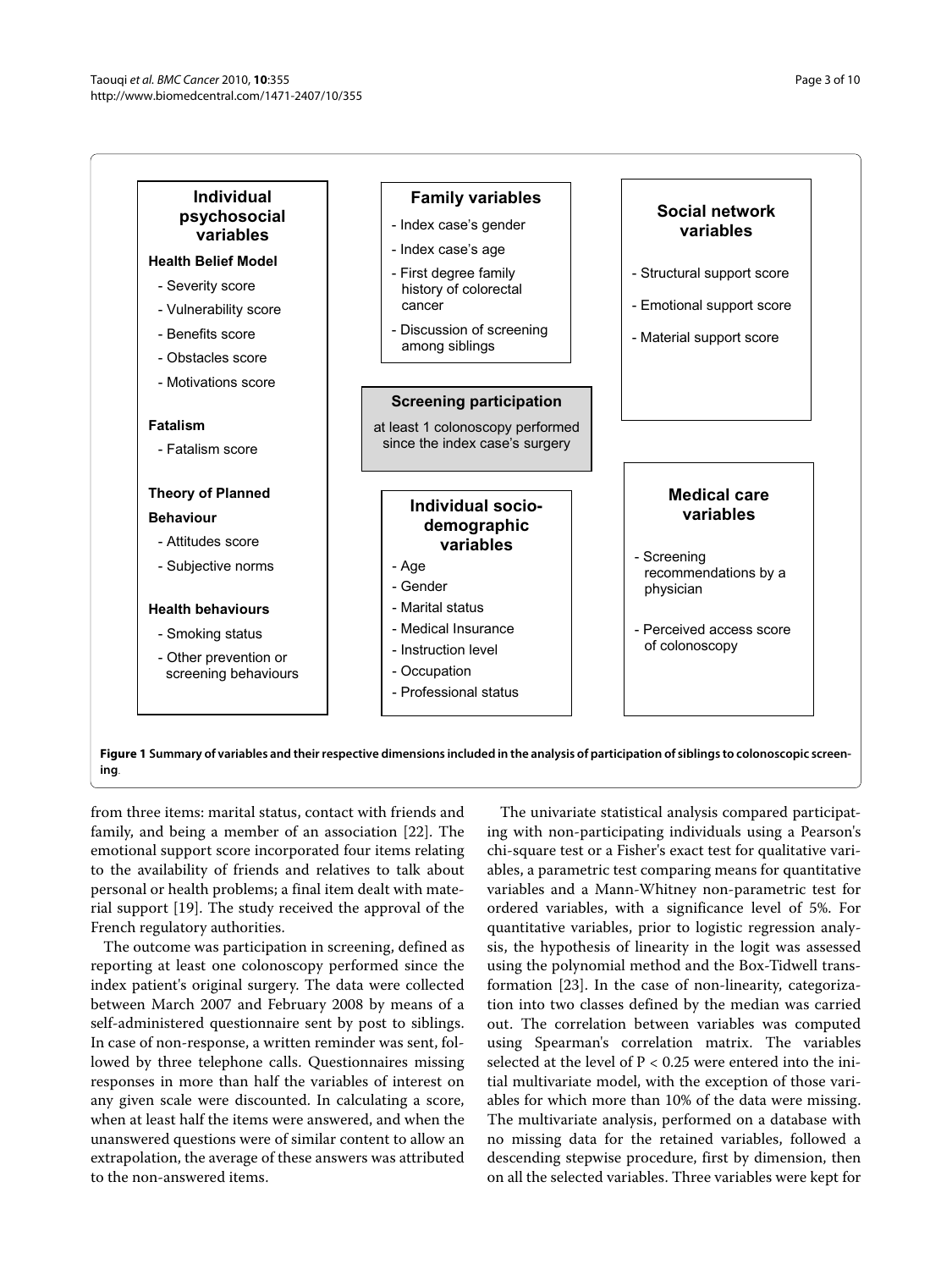**Individual psychosocial variables**

**Health Belief Model**

- Severity score
- Vulnerability score
- Benefits score
- Obstacles score
- Motivations score

**Fatalism**

- Fatalism score

**Theory of Planned Behaviour**

- Attitudes score
- Subjective norms

**Health behaviours**

- Smoking status
- Other prevention or screening behaviours

**Family variables**

- Index case's gender
- Index case's age
- First degree family history of colorectal cancer
- Discussion of screening among siblings

**Screening participation**

at least 1 colonoscopy performed since the index case's surgery

**Individual socio-demographic variables**

- Age
- Gender
- Marital status
- Medical Insurance
- Instruction level
- Occupation
- Professional status

**Social network variables**

- Structural support score
- Emotional support score
- Material support score

**Medical care variables**

- Screening recommendations by a physician
- Perceived access score of colonoscopy

**Figure 1 Summary of variables and their respective dimensions included in the analysis of participation of siblings to colonoscopic screening**.

from three items: marital status, contact with friends and family, and being a member of an association [22]. The emotional support score incorporated four items relating to the availability of friends and relatives to talk about personal or health problems; a final item dealt with material support [19]. The study received the approval of the French regulatory authorities.

The outcome was participation in screening, defined as reporting at least one colonoscopy performed since the index patient's original surgery. The data were collected between March 2007 and February 2008 by means of a self-administered questionnaire sent by post to siblings. In case of non-response, a written reminder was sent, followed by three telephone calls. Questionnaires missing responses in more than half the variables of interest on any given scale were discounted. In calculating a score, when at least half the items were answered, and when the unanswered questions were of similar content to allow an extrapolation, the average of these answers was attributed to the non-answered items.

The univariate statistical analysis compared participating with non-participating individuals using a Pearson's chi-square test or a Fisher's exact test for qualitative variables, a parametric test comparing means for quantitative variables and a Mann-Whitney non-parametric test for ordered variables, with a significance level of 5%. For quantitative variables, prior to logistic regression analysis, the hypothesis of linearity in the logit was assessed using the polynomial method and the Box-Tidwell transformation [23]. In the case of non-linearity, categorization into two classes defined by the median was carried out. The correlation between variables was computed using Spearman's correlation matrix. The variables selected at the level of $P < 0.25$ were entered into the initial multivariate model, with the exception of those variables for which more than 10% of the data were missing. The multivariate analysis, performed on a database with no missing data for the retained variables, followed a descending stepwise procedure, first by dimension, then on all the selected variables. Three variables were kept for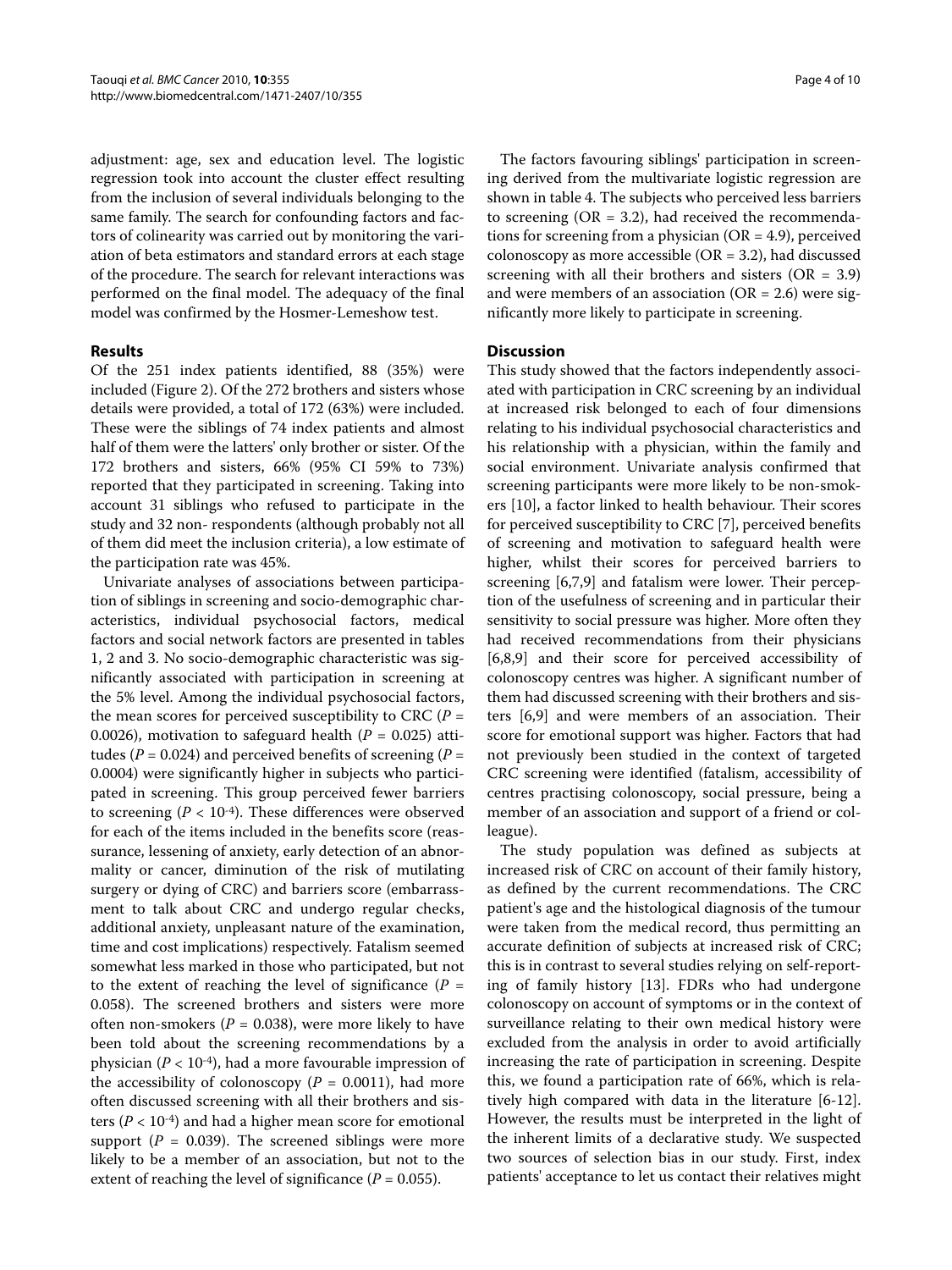adjustment: age, sex and education level. The logistic regression took into account the cluster effect resulting from the inclusion of several individuals belonging to the same family. The search for confounding factors and factors of colinearity was carried out by monitoring the variation of beta estimators and standard errors at each stage of the procedure. The search for relevant interactions was performed on the final model. The adequacy of the final model was confirmed by the Hosmer-Lemeshow test.

## Results

Of the 251 index patients identified, 88 (35%) were included (Figure 2). Of the 272 brothers and sisters whose details were provided, a total of 172 (63%) were included. These were the siblings of 74 index patients and almost half of them were the latters' only brother or sister. Of the 172 brothers and sisters, 66% (95% CI 59% to 73%) reported that they participated in screening. Taking into account 31 siblings who refused to participate in the study and 32 non- respondents (although probably not all of them did meet the inclusion criteria), a low estimate of the participation rate was 45%.

Univariate analyses of associations between participation of siblings in screening and socio-demographic characteristics, individual psychosocial factors, medical factors and social network factors are presented in tables 1, 2 and 3. No socio-demographic characteristic was significantly associated with participation in screening at the 5% level. Among the individual psychosocial factors, the mean scores for perceived susceptibility to CRC ($P$ = 0.0026), motivation to safeguard health ($P$ = 0.025) attitudes ($P$ = 0.024) and perceived benefits of screening ($P$ = 0.0004) were significantly higher in subjects who participated in screening. This group perceived fewer barriers to screening ($P < 10^{-4}$). These differences were observed for each of the items included in the benefits score (reassurance, lessening of anxiety, early detection of an abnormality or cancer, diminution of the risk of mutilating surgery or dying of CRC) and barriers score (embarrassment to talk about CRC and undergo regular checks, additional anxiety, unpleasant nature of the examination, time and cost implications) respectively. Fatalism seemed somewhat less marked in those who participated, but not to the extent of reaching the level of significance ($P$ = 0.058). The screened brothers and sisters were more often non-smokers ($P$ = 0.038), were more likely to have been told about the screening recommendations by a physician ($P < 10^{-4}$), had a more favourable impression of the accessibility of colonoscopy ($P$ = 0.0011), had more often discussed screening with all their brothers and sisters ($P < 10^{-4}$) and had a higher mean score for emotional support ($P$ = 0.039). The screened siblings were more likely to be a member of an association, but not to the extent of reaching the level of significance ($P$ = 0.055).

The factors favouring siblings' participation in screening derived from the multivariate logistic regression are shown in table 4. The subjects who perceived less barriers to screening (OR = 3.2), had received the recommendations for screening from a physician (OR = 4.9), perceived colonoscopy as more accessible (OR = 3.2), had discussed screening with all their brothers and sisters (OR = 3.9) and were members of an association (OR = 2.6) were significantly more likely to participate in screening.

## Discussion

This study showed that the factors independently associated with participation in CRC screening by an individual at increased risk belonged to each of four dimensions relating to his individual psychosocial characteristics and his relationship with a physician, within the family and social environment. Univariate analysis confirmed that screening participants were more likely to be non-smokers [10], a factor linked to health behaviour. Their scores for perceived susceptibility to CRC [7], perceived benefits of screening and motivation to safeguard health were higher, whilst their scores for perceived barriers to screening [6,7,9] and fatalism were lower. Their perception of the usefulness of screening and in particular their sensitivity to social pressure was higher. More often they had received recommendations from their physicians [6,8,9] and their score for perceived accessibility of colonoscopy centres was higher. A significant number of them had discussed screening with their brothers and sisters [6,9] and were members of an association. Their score for emotional support was higher. Factors that had not previously been studied in the context of targeted CRC screening were identified (fatalism, accessibility of centres practising colonoscopy, social pressure, being a member of an association and support of a friend or colleague).

The study population was defined as subjects at increased risk of CRC on account of their family history, as defined by the current recommendations. The CRC patient's age and the histological diagnosis of the tumour were taken from the medical record, thus permitting an accurate definition of subjects at increased risk of CRC; this is in contrast to several studies relying on self-reporting of family history [13]. FDRs who had undergone colonoscopy on account of symptoms or in the context of surveillance relating to their own medical history were excluded from the analysis in order to avoid artificially increasing the rate of participation in screening. Despite this, we found a participation rate of 66%, which is relatively high compared with data in the literature [6-12]. However, the results must be interpreted in the light of the inherent limits of a declarative study. We suspected two sources of selection bias in our study. First, index patients' acceptance to let us contact their relatives might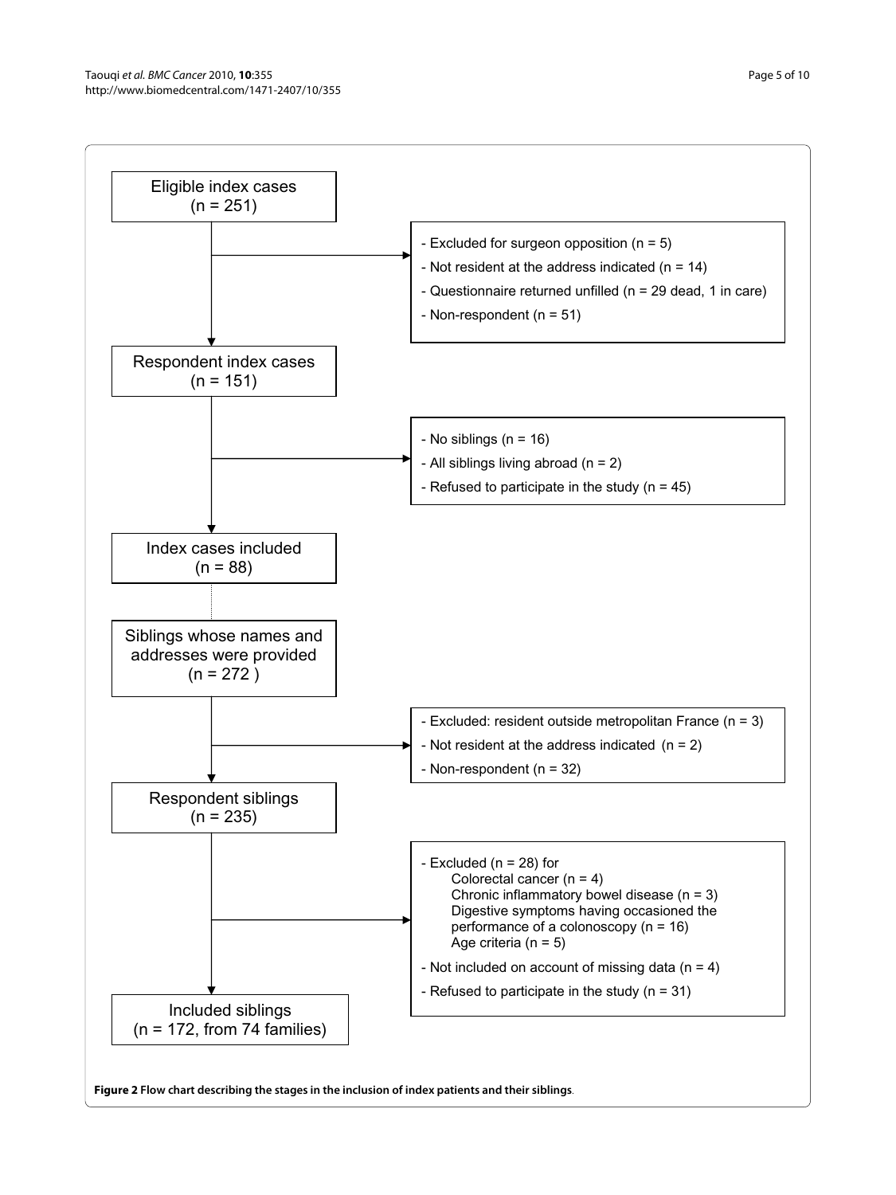Eligible index cases
(n = 251)

- Excluded for surgeon opposition (n = 5)
- Not resident at the address indicated (n = 14)
- Questionnaire returned unfilled (n = 29 dead, 1 in care)
- Non-respondent (n = 51)

Respondent index cases
(n = 151)

- No siblings (n = 16)
- All siblings living abroad (n = 2)
- Refused to participate in the study (n = 45)

Index cases included
(n = 88)

Siblings whose names and addresses were provided
(n = 272 )

- Excluded: resident outside metropolitan France (n = 3)
- Not resident at the address indicated (n = 2)
- Non-respondent (n = 32)

Respondent siblings
(n = 235)

- Excluded (n = 28) for
  - Colorectal cancer (n = 4)
  - Chronic inflammatory bowel disease (n = 3)
  - Digestive symptoms having occasioned the performance of a colonoscopy (n = 16)
  - Age criteria (n = 5)
- Not included on account of missing data (n = 4)
- Refused to participate in the study (n = 31)

Included siblings
(n = 172, from 74 families)

**Figure 2 Flow chart describing the stages in the inclusion of index patients and their siblings**.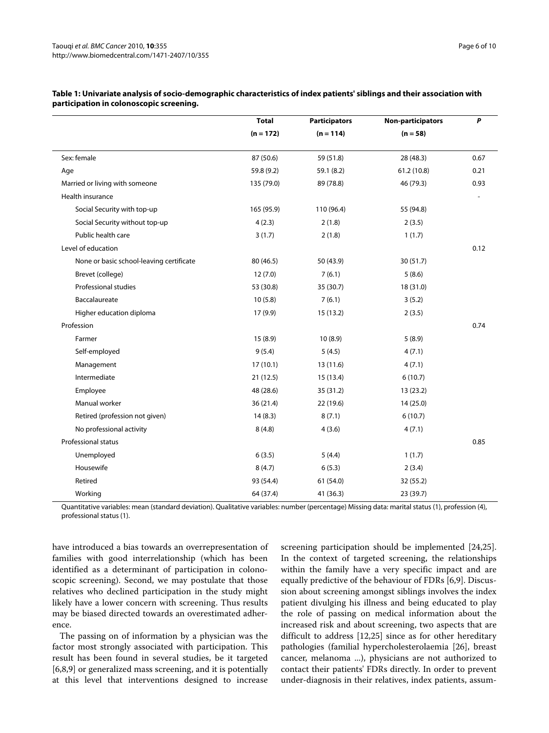**Table 1: Univariate analysis of socio-demographic characteristics of index patients' siblings and their association with participation in colonoscopic screening.**

| | Total (n = 172) | Participators (n = 114) | Non-participators (n = 58) | P |
|---|---|---|---|---|
| Sex: female | 87 (50.6) | 59 (51.8) | 28 (48.3) | 0.67 |
| Age | 59.8 (9.2) | 59.1 (8.2) | 61.2 (10.8) | 0.21 |
| Married or living with someone | 135 (79.0) | 89 (78.8) | 46 (79.3) | 0.93 |
| Health insurance | | | | - |
| Social Security with top-up | 165 (95.9) | 110 (96.4) | 55 (94.8) | |
| Social Security without top-up | 4 (2.3) | 2 (1.8) | 2 (3.5) | |
| Public health care | 3 (1.7) | 2 (1.8) | 1 (1.7) | |
| Level of education | | | | 0.12 |
| None or basic school-leaving certificate | 80 (46.5) | 50 (43.9) | 30 (51.7) | |
| Brevet (college) | 12 (7.0) | 7 (6.1) | 5 (8.6) | |
| Professional studies | 53 (30.8) | 35 (30.7) | 18 (31.0) | |
| Baccalaureate | 10 (5.8) | 7 (6.1) | 3 (5.2) | |
| Higher education diploma | 17 (9.9) | 15 (13.2) | 2 (3.5) | |
| Profession | | | | 0.74 |
| Farmer | 15 (8.9) | 10 (8.9) | 5 (8.9) | |
| Self-employed | 9 (5.4) | 5 (4.5) | 4 (7.1) | |
| Management | 17 (10.1) | 13 (11.6) | 4 (7.1) | |
| Intermediate | 21 (12.5) | 15 (13.4) | 6 (10.7) | |
| Employee | 48 (28.6) | 35 (31.2) | 13 (23.2) | |
| Manual worker | 36 (21.4) | 22 (19.6) | 14 (25.0) | |
| Retired (profession not given) | 14 (8.3) | 8 (7.1) | 6 (10.7) | |
| No professional activity | 8 (4.8) | 4 (3.6) | 4 (7.1) | |
| Professional status | | | | 0.85 |
| Unemployed | 6 (3.5) | 5 (4.4) | 1 (1.7) | |
| Housewife | 8 (4.7) | 6 (5.3) | 2 (3.4) | |
| Retired | 93 (54.4) | 61 (54.0) | 32 (55.2) | |
| Working | 64 (37.4) | 41 (36.3) | 23 (39.7) | |

Quantitative variables: mean (standard deviation). Qualitative variables: number (percentage) Missing data: marital status (1), profession (4), professional status (1).

have introduced a bias towards an overrepresentation of families with good interrelationship (which has been identified as a determinant of participation in colonoscopic screening). Second, we may postulate that those relatives who declined participation in the study might likely have a lower concern with screening. Thus results may be biased directed towards an overestimated adherence.

The passing on of information by a physician was the factor most strongly associated with participation. This result has been found in several studies, be it targeted [6,8,9] or generalized mass screening, and it is potentially at this level that interventions designed to increase screening participation should be implemented [24,25]. In the context of targeted screening, the relationships within the family have a very specific impact and are equally predictive of the behaviour of FDRs [6,9]. Discussion about screening amongst siblings involves the index patient divulging his illness and being educated to play the role of passing on medical information about the increased risk and about screening, two aspects that are difficult to address [12,25] since as for other hereditary pathologies (familial hypercholesterolaemia [26], breast cancer, melanoma ...), physicians are not authorized to contact their patients' FDRs directly. In order to prevent under-diagnosis in their relatives, index patients, assum-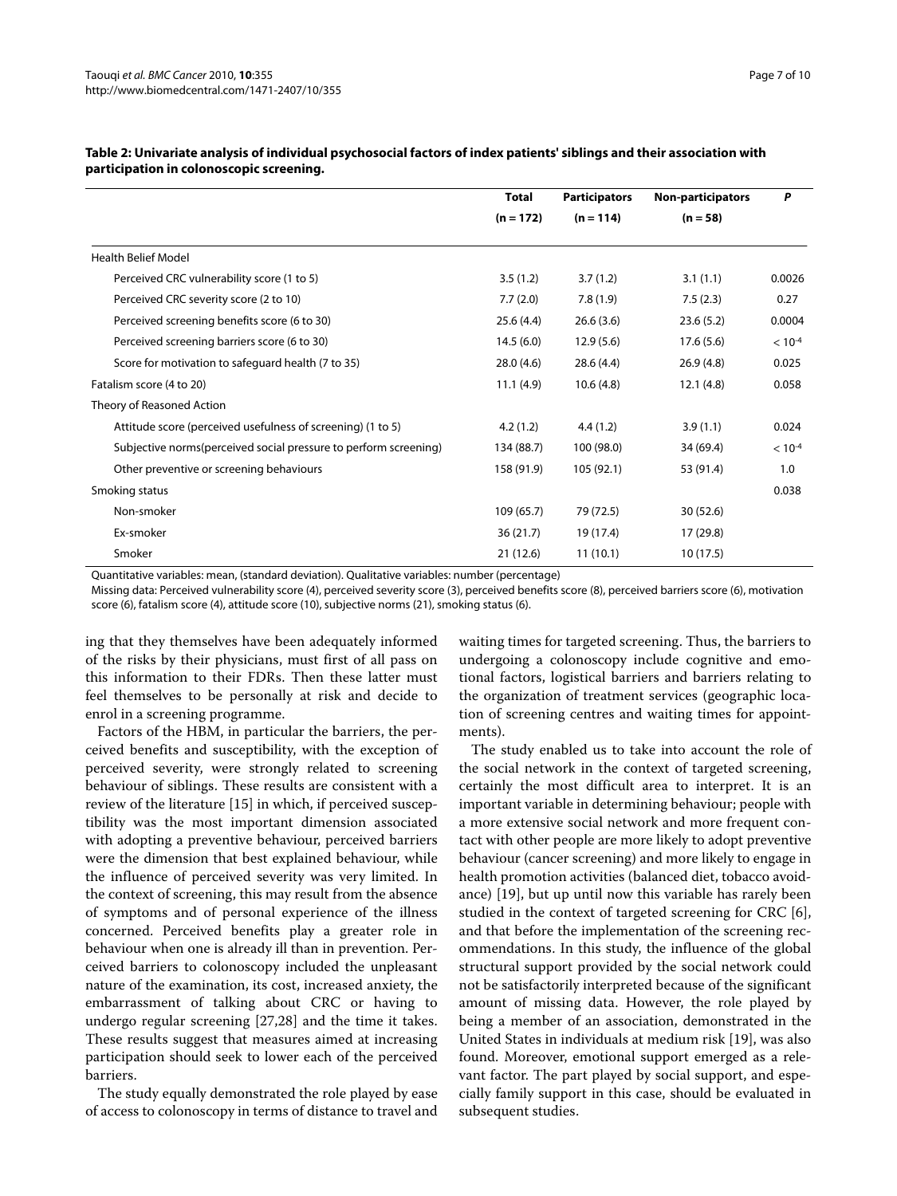**Table 2: Univariate analysis of individual psychosocial factors of index patients' siblings and their association with participation in colonoscopic screening.**

| | Total (n = 172) | Participators (n = 114) | Non-participators (n = 58) | *P* |
|---|---|---|---|---|
| Health Belief Model | | | | |
| Perceived CRC vulnerability score (1 to 5) | 3.5 (1.2) | 3.7 (1.2) | 3.1 (1.1) | 0.0026 |
| Perceived CRC severity score (2 to 10) | 7.7 (2.0) | 7.8 (1.9) | 7.5 (2.3) | 0.27 |
| Perceived screening benefits score (6 to 30) | 25.6 (4.4) | 26.6 (3.6) | 23.6 (5.2) | 0.0004 |
| Perceived screening barriers score (6 to 30) | 14.5 (6.0) | 12.9 (5.6) | 17.6 (5.6) | $< 10^{-4}$ |
| Score for motivation to safeguard health (7 to 35) | 28.0 (4.6) | 28.6 (4.4) | 26.9 (4.8) | 0.025 |
| Fatalism score (4 to 20) | 11.1 (4.9) | 10.6 (4.8) | 12.1 (4.8) | 0.058 |
| Theory of Reasoned Action | | | | |
| Attitude score (perceived usefulness of screening) (1 to 5) | 4.2 (1.2) | 4.4 (1.2) | 3.9 (1.1) | 0.024 |
| Subjective norms(perceived social pressure to perform screening) | 134 (88.7) | 100 (98.0) | 34 (69.4) | $< 10^{-4}$ |
| Other preventive or screening behaviours | 158 (91.9) | 105 (92.1) | 53 (91.4) | 1.0 |
| Smoking status | | | | 0.038 |
| Non-smoker | 109 (65.7) | 79 (72.5) | 30 (52.6) | |
| Ex-smoker | 36 (21.7) | 19 (17.4) | 17 (29.8) | |
| Smoker | 21 (12.6) | 11 (10.1) | 10 (17.5) | |

Quantitative variables: mean, (standard deviation). Qualitative variables: number (percentage)

Missing data: Perceived vulnerability score (4), perceived severity score (3), perceived benefits score (8), perceived barriers score (6), motivation score (6), fatalism score (4), attitude score (10), subjective norms (21), smoking status (6).

ing that they themselves have been adequately informed of the risks by their physicians, must first of all pass on this information to their FDRs. Then these latter must feel themselves to be personally at risk and decide to enrol in a screening programme.

Factors of the HBM, in particular the barriers, the perceived benefits and susceptibility, with the exception of perceived severity, were strongly related to screening behaviour of siblings. These results are consistent with a review of the literature [15] in which, if perceived susceptibility was the most important dimension associated with adopting a preventive behaviour, perceived barriers were the dimension that best explained behaviour, while the influence of perceived severity was very limited. In the context of screening, this may result from the absence of symptoms and of personal experience of the illness concerned. Perceived benefits play a greater role in behaviour when one is already ill than in prevention. Perceived barriers to colonoscopy included the unpleasant nature of the examination, its cost, increased anxiety, the embarrassment of talking about CRC or having to undergo regular screening [27,28] and the time it takes. These results suggest that measures aimed at increasing participation should seek to lower each of the perceived barriers.

The study equally demonstrated the role played by ease of access to colonoscopy in terms of distance to travel and waiting times for targeted screening. Thus, the barriers to undergoing a colonoscopy include cognitive and emotional factors, logistical barriers and barriers relating to the organization of treatment services (geographic location of screening centres and waiting times for appointments).

The study enabled us to take into account the role of the social network in the context of targeted screening, certainly the most difficult area to interpret. It is an important variable in determining behaviour; people with a more extensive social network and more frequent contact with other people are more likely to adopt preventive behaviour (cancer screening) and more likely to engage in health promotion activities (balanced diet, tobacco avoidance) [19], but up until now this variable has rarely been studied in the context of targeted screening for CRC [6], and that before the implementation of the screening recommendations. In this study, the influence of the global structural support provided by the social network could not be satisfactorily interpreted because of the significant amount of missing data. However, the role played by being a member of an association, demonstrated in the United States in individuals at medium risk [19], was also found. Moreover, emotional support emerged as a relevant factor. The part played by social support, and especially family support in this case, should be evaluated in subsequent studies.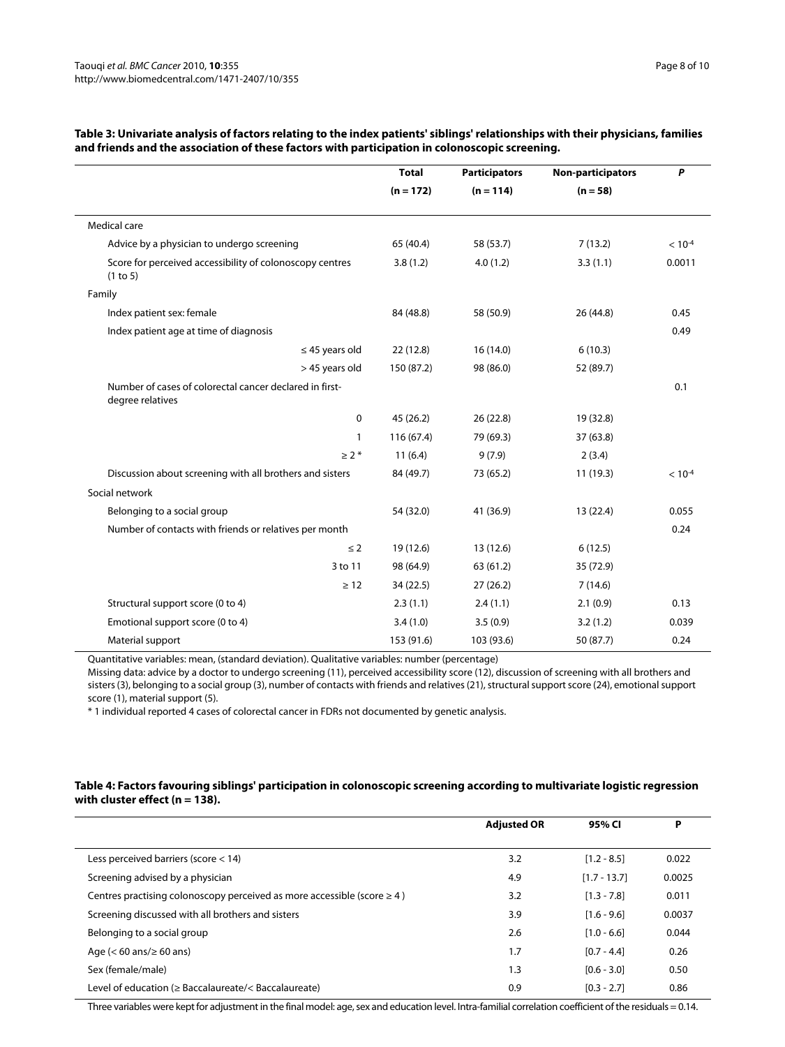**Table 3: Univariate analysis of factors relating to the index patients' siblings' relationships with their physicians, families and friends and the association of these factors with participation in colonoscopic screening.**

| | Total (n = 172) | Participators (n = 114) | Non-participators (n = 58) | P |
|---|---|---|---|---|
| Medical care | | | | |
| Advice by a physician to undergo screening | 65 (40.4) | 58 (53.7) | 7 (13.2) | $< 10^{-4}$ |
| Score for perceived accessibility of colonoscopy centres (1 to 5) | 3.8 (1.2) | 4.0 (1.2) | 3.3 (1.1) | 0.0011 |
| Family | | | | |
| Index patient sex: female | 84 (48.8) | 58 (50.9) | 26 (44.8) | 0.45 |
| Index patient age at time of diagnosis | | | | 0.49 |
| ≤ 45 years old | 22 (12.8) | 16 (14.0) | 6 (10.3) | |
| > 45 years old | 150 (87.2) | 98 (86.0) | 52 (89.7) | |
| Number of cases of colorectal cancer declared in first-degree relatives | | | | 0.1 |
| 0 | 45 (26.2) | 26 (22.8) | 19 (32.8) | |
| 1 | 116 (67.4) | 79 (69.3) | 37 (63.8) | |
| ≥ 2 * | 11 (6.4) | 9 (7.9) | 2 (3.4) | |
| Discussion about screening with all brothers and sisters | 84 (49.7) | 73 (65.2) | 11 (19.3) | $< 10^{-4}$ |
| Social network | | | | |
| Belonging to a social group | 54 (32.0) | 41 (36.9) | 13 (22.4) | 0.055 |
| Number of contacts with friends or relatives per month | | | | 0.24 |
| ≤ 2 | 19 (12.6) | 13 (12.6) | 6 (12.5) | |
| 3 to 11 | 98 (64.9) | 63 (61.2) | 35 (72.9) | |
| ≥ 12 | 34 (22.5) | 27 (26.2) | 7 (14.6) | |
| Structural support score (0 to 4) | 2.3 (1.1) | 2.4 (1.1) | 2.1 (0.9) | 0.13 |
| Emotional support score (0 to 4) | 3.4 (1.0) | 3.5 (0.9) | 3.2 (1.2) | 0.039 |
| Material support | 153 (91.6) | 103 (93.6) | 50 (87.7) | 0.24 |

Quantitative variables: mean, (standard deviation). Qualitative variables: number (percentage)

Missing data: advice by a doctor to undergo screening (11), perceived accessibility score (12), discussion of screening with all brothers and sisters (3), belonging to a social group (3), number of contacts with friends and relatives (21), structural support score (24), emotional support score (1), material support (5).

\* 1 individual reported 4 cases of colorectal cancer in FDRs not documented by genetic analysis.

**Table 4: Factors favouring siblings' participation in colonoscopic screening according to multivariate logistic regression with cluster effect (n = 138).**

| | Adjusted OR | 95% CI | P |
|---|---|---|---|
| Less perceived barriers (score < 14) | 3.2 | [1.2 - 8.5] | 0.022 |
| Screening advised by a physician | 4.9 | [1.7 - 13.7] | 0.0025 |
| Centres practising colonoscopy perceived as more accessible (score ≥ 4 ) | 3.2 | [1.3 - 7.8] | 0.011 |
| Screening discussed with all brothers and sisters | 3.9 | [1.6 - 9.6] | 0.0037 |
| Belonging to a social group | 2.6 | [1.0 - 6.6] | 0.044 |
| Age (< 60 ans/≥ 60 ans) | 1.7 | [0.7 - 4.4] | 0.26 |
| Sex (female/male) | 1.3 | [0.6 - 3.0] | 0.50 |
| Level of education (≥ Baccalaureate/< Baccalaureate) | 0.9 | [0.3 - 2.7] | 0.86 |

Three variables were kept for adjustment in the final model: age, sex and education level. Intra-familial correlation coefficient of the residuals = 0.14.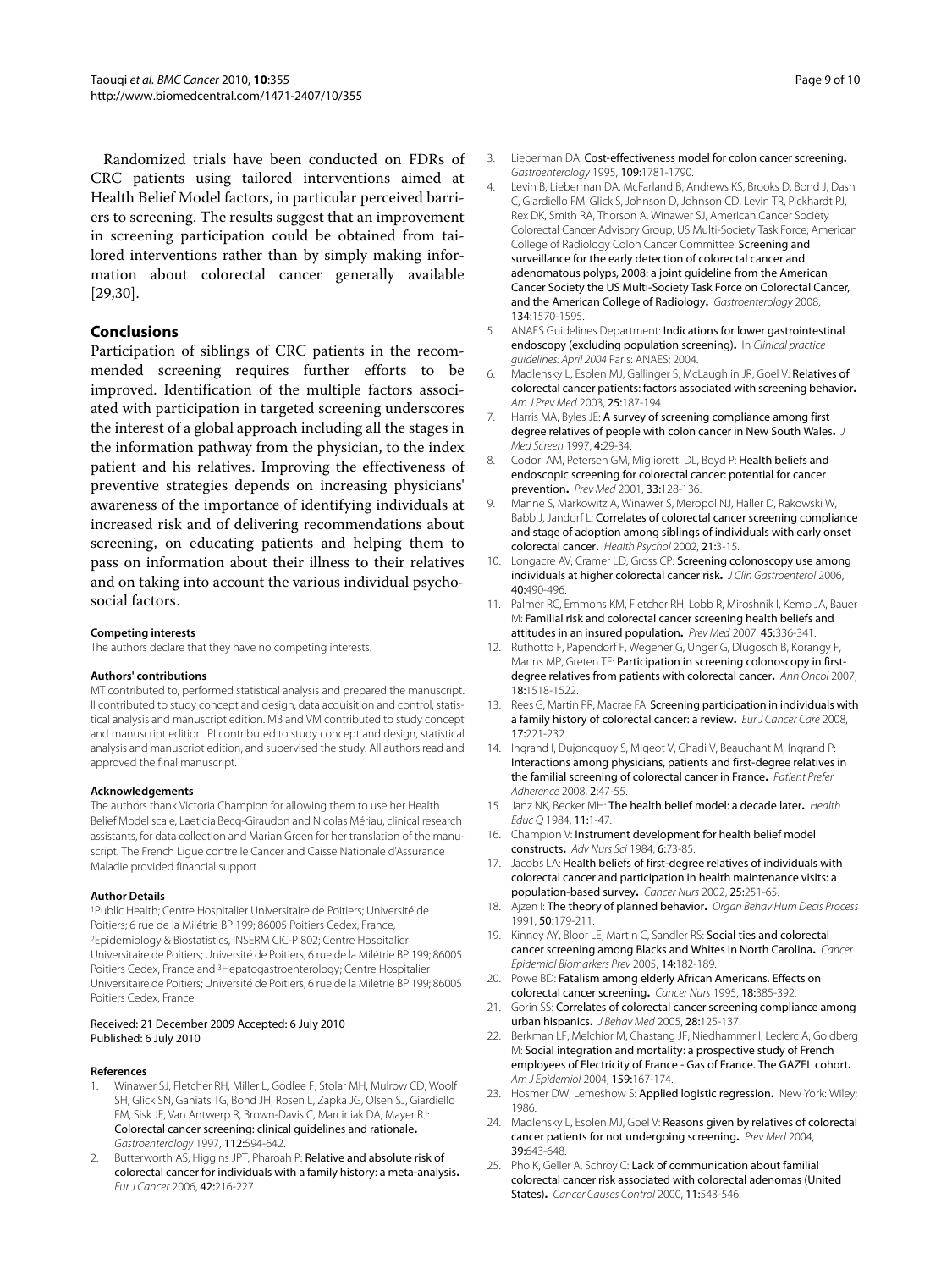Randomized trials have been conducted on FDRs of CRC patients using tailored interventions aimed at Health Belief Model factors, in particular perceived barriers to screening. The results suggest that an improvement in screening participation could be obtained from tailored interventions rather than by simply making information about colorectal cancer generally available [29,30].

## Conclusions

Participation of siblings of CRC patients in the recommended screening requires further efforts to be improved. Identification of the multiple factors associated with participation in targeted screening underscores the interest of a global approach including all the stages in the information pathway from the physician, to the index patient and his relatives. Improving the effectiveness of preventive strategies depends on increasing physicians' awareness of the importance of identifying individuals at increased risk and of delivering recommendations about screening, on educating patients and helping them to pass on information about their illness to their relatives and on taking into account the various individual psychosocial factors.

#### Competing interests

The authors declare that they have no competing interests.

#### Authors' contributions

MT contributed to, performed statistical analysis and prepared the manuscript. II contributed to study concept and design, data acquisition and control, statistical analysis and manuscript edition. MB and VM contributed to study concept and manuscript edition. PI contributed to study concept and design, statistical analysis and manuscript edition, and supervised the study. All authors read and approved the final manuscript.

#### Acknowledgements

The authors thank Victoria Champion for allowing them to use her Health Belief Model scale, Laeticia Becq-Giraudon and Nicolas Mériau, clinical research assistants, for data collection and Marian Green for her translation of the manuscript. The French Ligue contre le Cancer and Caisse Nationale d'Assurance Maladie provided financial support.

#### Author Details

[1]Public Health; Centre Hospitalier Universitaire de Poitiers; Université de Poitiers; 6 rue de la Milétrie BP 199; 86005 Poitiers Cedex, France, [2]Epidemiology & Biostatistics, INSERM CIC-P 802; Centre Hospitalier Universitaire de Poitiers; Université de Poitiers; 6 rue de la Milétrie BP 199; 86005 Poitiers Cedex, France and [3]Hepatogastroenterology; Centre Hospitalier Universitaire de Poitiers; Université de Poitiers; 6 rue de la Milétrie BP 199; 86005 Poitiers Cedex, France

Received: 21 December 2009 Accepted: 6 July 2010
Published: 6 July 2010

#### References

1. Winawer SJ, Fletcher RH, Miller L, Godlee F, Stolar MH, Mulrow CD, Woolf SH, Glick SN, Ganiats TG, Bond JH, Rosen L, Zapka JG, Olsen SJ, Giardiello FM, Sisk JE, Van Antwerp R, Brown-Davis C, Marciniak DA, Mayer RJ: **Colorectal cancer screening: clinical guidelines and rationale.** *Gastroenterology* 1997, **112**:594-642.
2. Butterworth AS, Higgins JPT, Pharoah P: **Relative and absolute risk of colorectal cancer for individuals with a family history: a meta-analysis.** *Eur J Cancer* 2006, **42**:216-227.
3. Lieberman DA: **Cost-effectiveness model for colon cancer screening.** *Gastroenterology* 1995, **109**:1781-1790.
4. Levin B, Lieberman DA, McFarland B, Andrews KS, Brooks D, Bond J, Dash C, Giardiello FM, Glick S, Johnson D, Johnson CD, Levin TR, Pickhardt PJ, Rex DK, Smith RA, Thorson A, Winawer SJ, American Cancer Society Colorectal Cancer Advisory Group; US Multi-Society Task Force; American College of Radiology Colon Cancer Committee: **Screening and surveillance for the early detection of colorectal cancer and adenomatous polyps, 2008: a joint guideline from the American Cancer Society the US Multi-Society Task Force on Colorectal Cancer, and the American College of Radiology.** *Gastroenterology* 2008, **134**:1570-1595.
5. ANAES Guidelines Department: **Indications for lower gastrointestinal endoscopy (excluding population screening).** In *Clinical practice guidelines: April 2004* Paris: ANAES; 2004.
6. Madlensky L, Esplen MJ, Gallinger S, McLaughlin JR, Goel V: **Relatives of colorectal cancer patients: factors associated with screening behavior.** *Am J Prev Med* 2003, **25**:187-194.
7. Harris MA, Byles JE: **A survey of screening compliance among first degree relatives of people with colon cancer in New South Wales.** *J Med Screen* 1997, **4**:29-34.
8. Codori AM, Petersen GM, Miglioretti DL, Boyd P: **Health beliefs and endoscopic screening for colorectal cancer: potential for cancer prevention.** *Prev Med* 2001, **33**:128-136.
9. Manne S, Markowitz A, Winawer S, Meropol NJ, Haller D, Rakowski W, Babb J, Jandorf L: **Correlates of colorectal cancer screening compliance and stage of adoption among siblings of individuals with early onset colorectal cancer.** *Health Psychol* 2002, **21**:3-15.
10. Longacre AV, Cramer LD, Gross CP: **Screening colonoscopy use among individuals at higher colorectal cancer risk.** *J Clin Gastroenterol* 2006, **40**:490-496.
11. Palmer RC, Emmons KM, Fletcher RH, Lobb R, Miroshnik I, Kemp JA, Bauer M: **Familial risk and colorectal cancer screening health beliefs and attitudes in an insured population.** *Prev Med* 2007, **45**:336-341.
12. Ruthotto F, Papendorf F, Wegener G, Unger G, Dlugosch B, Korangy F, Manns MP, Greten TF: **Participation in screening colonoscopy in first-degree relatives from patients with colorectal cancer.** *Ann Oncol* 2007, **18**:1518-1522.
13. Rees G, Martin PR, Macrae FA: **Screening participation in individuals with a family history of colorectal cancer: a review.** *Eur J Cancer Care* 2008, **17**:221-232.
14. Ingrand I, Dujoncquoy S, Migeot V, Ghadi V, Beauchant M, Ingrand P: **Interactions among physicians, patients and first-degree relatives in the familial screening of colorectal cancer in France.** *Patient Prefer Adherence* 2008, **2**:47-55.
15. Janz NK, Becker MH: **The health belief model: a decade later.** *Health Educ Q* 1984, **11**:1-47.
16. Champion V: **Instrument development for health belief model constructs.** *Adv Nurs Sci* 1984, **6**:73-85.
17. Jacobs LA: **Health beliefs of first-degree relatives of individuals with colorectal cancer and participation in health maintenance visits: a population-based survey.** *Cancer Nurs* 2002, **25**:251-65.
18. Ajzen I: **The theory of planned behavior.** *Organ Behav Hum Decis Process* 1991, **50**:179-211.
19. Kinney AY, Bloor LE, Martin C, Sandler RS: **Social ties and colorectal cancer screening among Blacks and Whites in North Carolina.** *Cancer Epidemiol Biomarkers Prev* 2005, **14**:182-189.
20. Powe BD: **Fatalism among elderly African Americans. Effects on colorectal cancer screening.** *Cancer Nurs* 1995, **18**:385-392.
21. Gorin SS: **Correlates of colorectal cancer screening compliance among urban hispanics.** *J Behav Med* 2005, **28**:125-137.
22. Berkman LF, Melchior M, Chastang JF, Niedhammer I, Leclerc A, Goldberg M: **Social integration and mortality: a prospective study of French employees of Electricity of France - Gas of France. The GAZEL cohort.** *Am J Epidemiol* 2004, **159**:167-174.
23. Hosmer DW, Lemeshow S: **Applied logistic regression.** New York: Wiley; 1986.
24. Madlensky L, Esplen MJ, Goel V: **Reasons given by relatives of colorectal cancer patients for not undergoing screening.** *Prev Med* 2004, **39**:643-648.
25. Pho K, Geller A, Schroy C: **Lack of communication about familial colorectal cancer risk associated with colorectal adenomas (United States).** *Cancer Causes Control* 2000, **11**:543-546.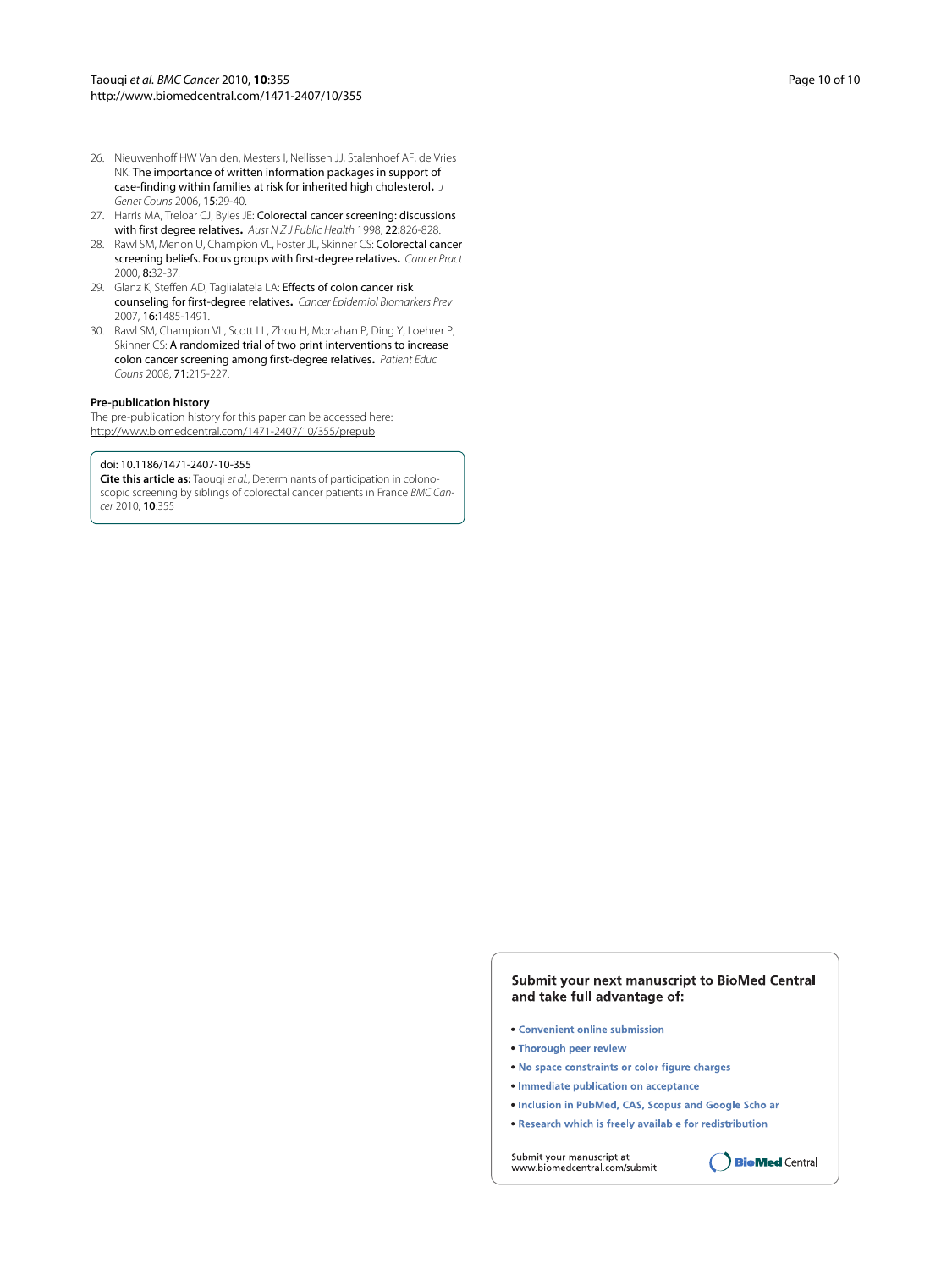26. Nieuwenhoff HW Van den, Mesters I, Nellissen JJ, Stalenhoef AF, de Vries NK: **The importance of written information packages in support of case-finding within families at risk for inherited high cholesterol.** *J Genet Couns* 2006, **15**:29-40.
27. Harris MA, Treloar CJ, Byles JE: **Colorectal cancer screening: discussions with first degree relatives.** *Aust N Z J Public Health* 1998, **22**:826-828.
28. Rawl SM, Menon U, Champion VL, Foster JL, Skinner CS: **Colorectal cancer screening beliefs. Focus groups with first-degree relatives.** *Cancer Pract* 2000, **8**:32-37.
29. Glanz K, Steffen AD, Taglialatela LA: **Effects of colon cancer risk counseling for first-degree relatives.** *Cancer Epidemiol Biomarkers Prev* 2007, **16**:1485-1491.
30. Rawl SM, Champion VL, Scott LL, Zhou H, Monahan P, Ding Y, Loehrer P, Skinner CS: **A randomized trial of two print interventions to increase colon cancer screening among first-degree relatives.** *Patient Educ Couns* 2008, **71**:215-227.

**Pre-publication history**

The pre-publication history for this paper can be accessed here:
http://www.biomedcentral.com/1471-2407/10/355/prepub

doi: 10.1186/1471-2407-10-355
**Cite this article as:** Taouqi *et al.*, Determinants of participation in colonoscopic screening by siblings of colorectal cancer patients in France *BMC Cancer* 2010, **10**:355

**Submit your next manuscript to BioMed Central and take full advantage of:**

- Convenient online submission
- Thorough peer review
- No space constraints or color figure charges
- Immediate publication on acceptance
- Inclusion in PubMed, CAS, Scopus and Google Scholar
- Research which is freely available for redistribution

Submit your manuscript at
www.biomedcentral.com/submit

BioMed Central